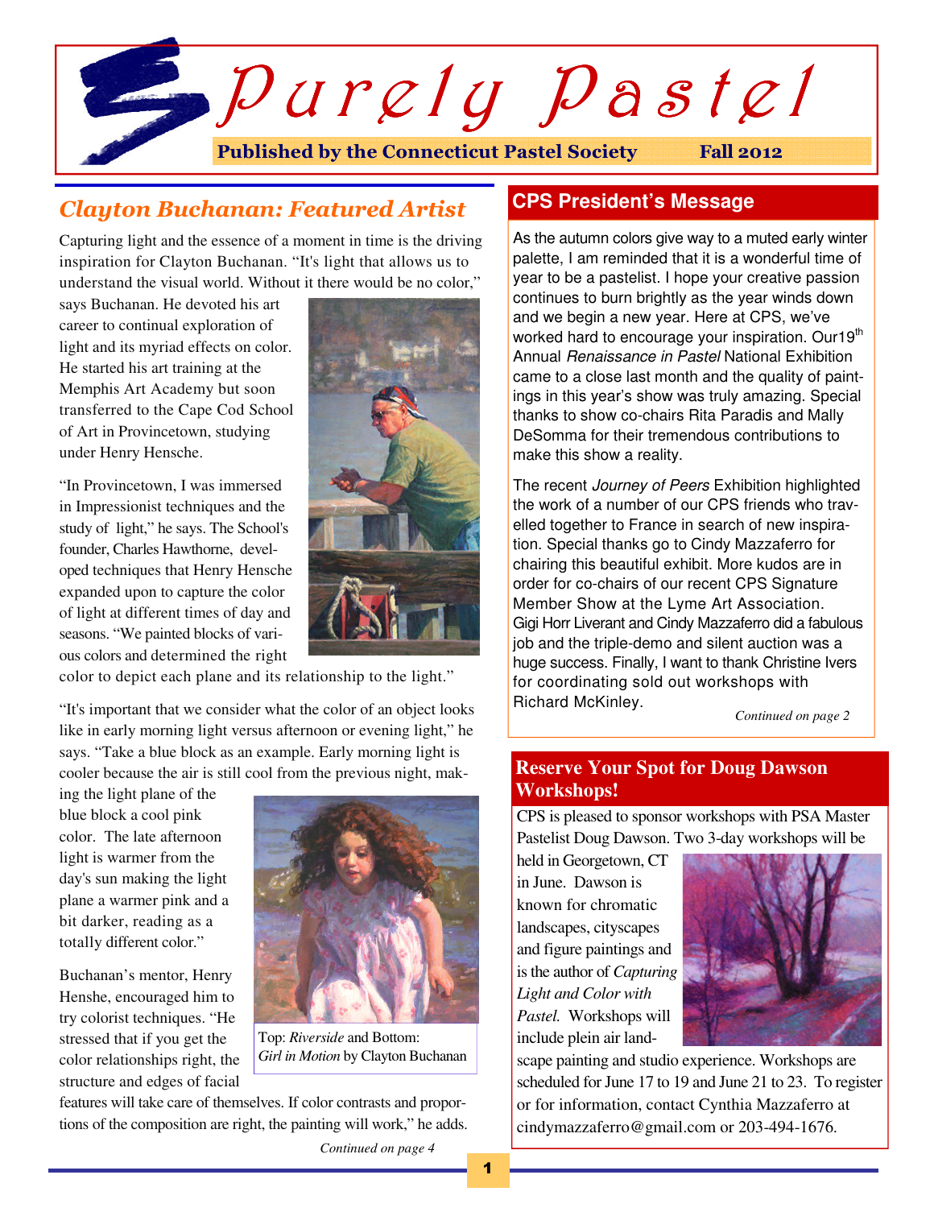# Purely Pastel

**Published by the Connecticut Pastel Society** **Fall 2012**

## *Clayton Buchanan: Featured Artist*

Capturing light and the essence of a moment in time is the driving inspiration for Clayton Buchanan. "It's light that allows us to understand the visual world. Without it there would be no color," says Buchanan. He devoted his art career to continual exploration of light and its myriad effects on color. He started his art training at the Memphis Art Academy but soon transferred to the Cape Cod School of Art in Provincetown, studying under Henry Hensche.

"In Provincetown, I was immersed in Impressionist techniques and the study of light," he says. The School's founder, Charles Hawthorne, developed techniques that Henry Hensche expanded upon to capture the color of light at different times of day and seasons. "We painted blocks of various colors and determined the right color to depict each plane and its relationship to the light."

"It's important that we consider what the color of an object looks like in early morning light versus afternoon or evening light," he says. "Take a blue block as an example. Early morning light is cooler because the air is still cool from the previous night, making the light plane of the blue block a cool pink color. The late afternoon light is warmer from the day's sun making the light plane a warmer pink and a bit darker, reading as a totally different color."

Buchanan's mentor, Henry Henshe, encouraged him to try colorist techniques. "He stressed that if you get the color relationships right, the structure and edges of facial features will take care of themselves. If color contrasts and proportions of the composition are right, the painting will work," he adds.

Top: *Riverside* and Bottom: *Girl in Motion* by Clayton Buchanan

*Continued on page 4*

## CPS President's Message

As the autumn colors give way to a muted early winter palette, I am reminded that it is a wonderful time of year to be a pastelist. I hope your creative passion continues to burn brightly as the year winds down and we begin a new year. Here at CPS, we've worked hard to encourage your inspiration. Our19th Annual *Renaissance in Pastel* National Exhibition came to a close last month and the quality of paintings in this year's show was truly amazing. Special thanks to show co-chairs Rita Paradis and Mally DeSomma for their tremendous contributions to make this show a reality.

The recent *Journey of Peers* Exhibition highlighted the work of a number of our CPS friends who travelled together to France in search of new inspiration. Special thanks go to Cindy Mazzaferro for chairing this beautiful exhibit. More kudos are in order for co-chairs of our recent CPS Signature Member Show at the Lyme Art Association. Gigi Horr Liverant and Cindy Mazzaferro did a fabulous job and the triple-demo and silent auction was a huge success. Finally, I want to thank Christine Ivers for coordinating sold out workshops with Richard McKinley.

*Continued on page 2*

## Reserve Your Spot for Doug Dawson Workshops!

CPS is pleased to sponsor workshops with PSA Master Pastelist Doug Dawson. Two 3-day workshops will be held in Georgetown, CT in June. Dawson is known for chromatic landscapes, cityscapes and figure paintings and is the author of *Capturing Light and Color with Pastel.* Workshops will include plein air landscape painting and studio experience. Workshops are scheduled for June 17 to 19 and June 21 to 23. To register or for information, contact Cynthia Mazzaferro at cindymazzaferro@gmail.com or 203-494-1676.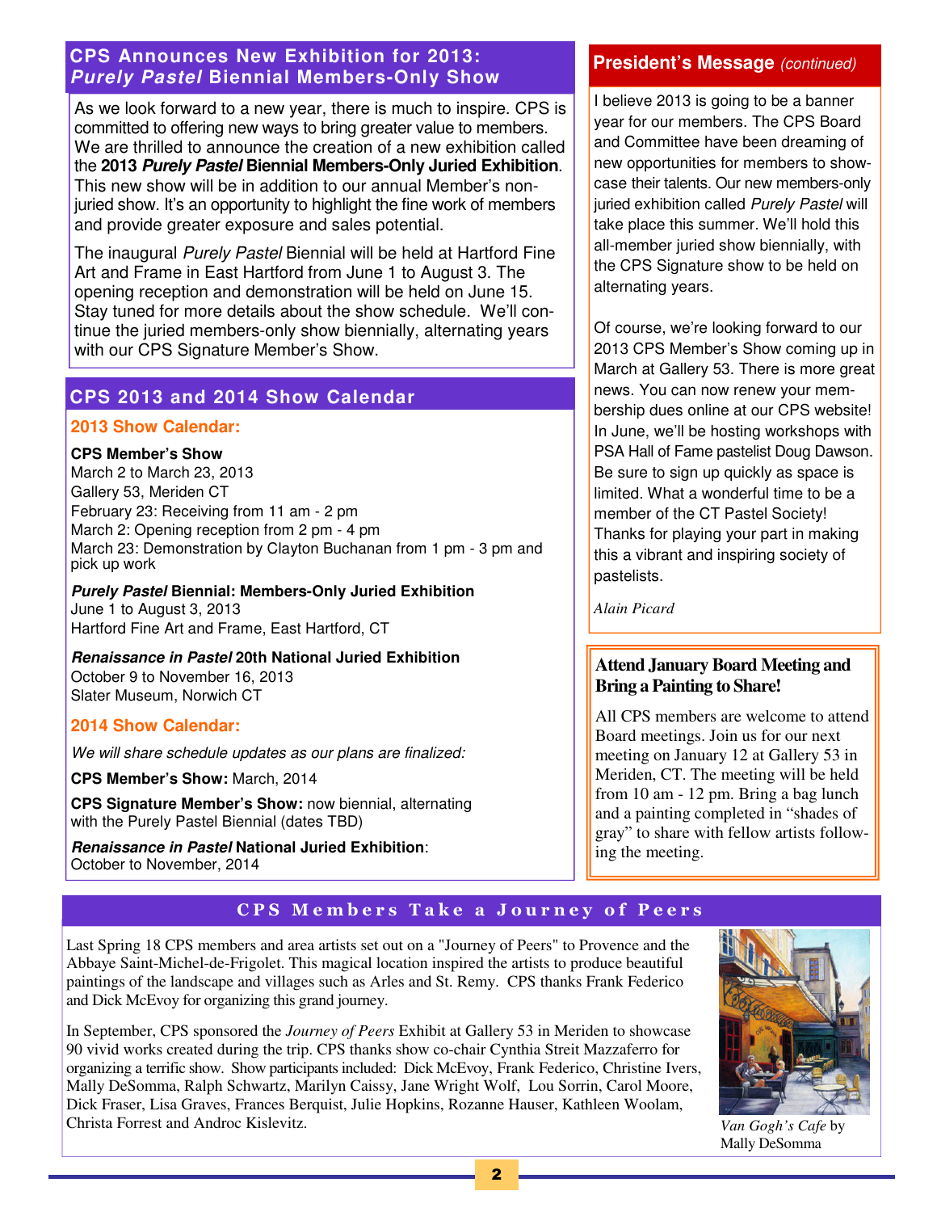## CPS Announces New Exhibition for 2013: *Purely Pastel* Biennial Members-Only Show

As we look forward to a new year, there is much to inspire. CPS is committed to offering new ways to bring greater value to members. We are thrilled to announce the creation of a new exhibition called the **2013 *Purely Pastel* Biennial Members-Only Juried Exhibition**. This new show will be in addition to our annual Member's non-juried show. It's an opportunity to highlight the fine work of members and provide greater exposure and sales potential.

The inaugural *Purely Pastel* Biennial will be held at Hartford Fine Art and Frame in East Hartford from June 1 to August 3. The opening reception and demonstration will be held on June 15. Stay tuned for more details about the show schedule. We'll continue the juried members-only show biennially, alternating years with our CPS Signature Member's Show.

## CPS 2013 and 2014 Show Calendar

### 2013 Show Calendar:

**CPS Member's Show**
March 2 to March 23, 2013
Gallery 53, Meriden CT
February 23: Receiving from 11 am - 2 pm
March 2: Opening reception from 2 pm - 4 pm
March 23: Demonstration by Clayton Buchanan from 1 pm - 3 pm and pick up work

***Purely Pastel* Biennial: Members-Only Juried Exhibition**
June 1 to August 3, 2013
Hartford Fine Art and Frame, East Hartford, CT

***Renaissance in Pastel* 20th National Juried Exhibition**
October 9 to November 16, 2013
Slater Museum, Norwich CT

### 2014 Show Calendar:

*We will share schedule updates as our plans are finalized:*

**CPS Member's Show:** March, 2014

**CPS Signature Member's Show:** now biennial, alternating with the Purely Pastel Biennial (dates TBD)

***Renaissance in Pastel* National Juried Exhibition**: October to November, 2014

## President's Message *(continued)*

I believe 2013 is going to be a banner year for our members. The CPS Board and Committee have been dreaming of new opportunities for members to showcase their talents. Our new members-only juried exhibition called *Purely Pastel* will take place this summer. We'll hold this all-member juried show biennially, with the CPS Signature show to be held on alternating years.

Of course, we're looking forward to our 2013 CPS Member's Show coming up in March at Gallery 53. There is more great news. You can now renew your membership dues online at our CPS website! In June, we'll be hosting workshops with PSA Hall of Fame pastelist Doug Dawson. Be sure to sign up quickly as space is limited. What a wonderful time to be a member of the CT Pastel Society! Thanks for playing your part in making this a vibrant and inspiring society of pastelists.

*Alain Picard*

## Attend January Board Meeting and Bring a Painting to Share!

All CPS members are welcome to attend Board meetings. Join us for our next meeting on January 12 at Gallery 53 in Meriden, CT. The meeting will be held from 10 am - 12 pm. Bring a bag lunch and a painting completed in "shades of gray" to share with fellow artists following the meeting.

## CPS Members Take a Journey of Peers

Last Spring 18 CPS members and area artists set out on a "Journey of Peers" to Provence and the Abbaye Saint-Michel-de-Frigolet. This magical location inspired the artists to produce beautiful paintings of the landscape and villages such as Arles and St. Remy. CPS thanks Frank Federico and Dick McEvoy for organizing this grand journey.

In September, CPS sponsored the *Journey of Peers* Exhibit at Gallery 53 in Meriden to showcase 90 vivid works created during the trip. CPS thanks show co-chair Cynthia Streit Mazzaferro for organizing a terrific show. Show participants included: Dick McEvoy, Frank Federico, Christine Ivers, Mally DeSomma, Ralph Schwartz, Marilyn Caissy, Jane Wright Wolf, Lou Sorrin, Carol Moore, Dick Fraser, Lisa Graves, Frances Berquist, Julie Hopkins, Rozanne Hauser, Kathleen Woolam, Christa Forrest and Androc Kislevitz.

*Van Gogh's Cafe* by Mally DeSomma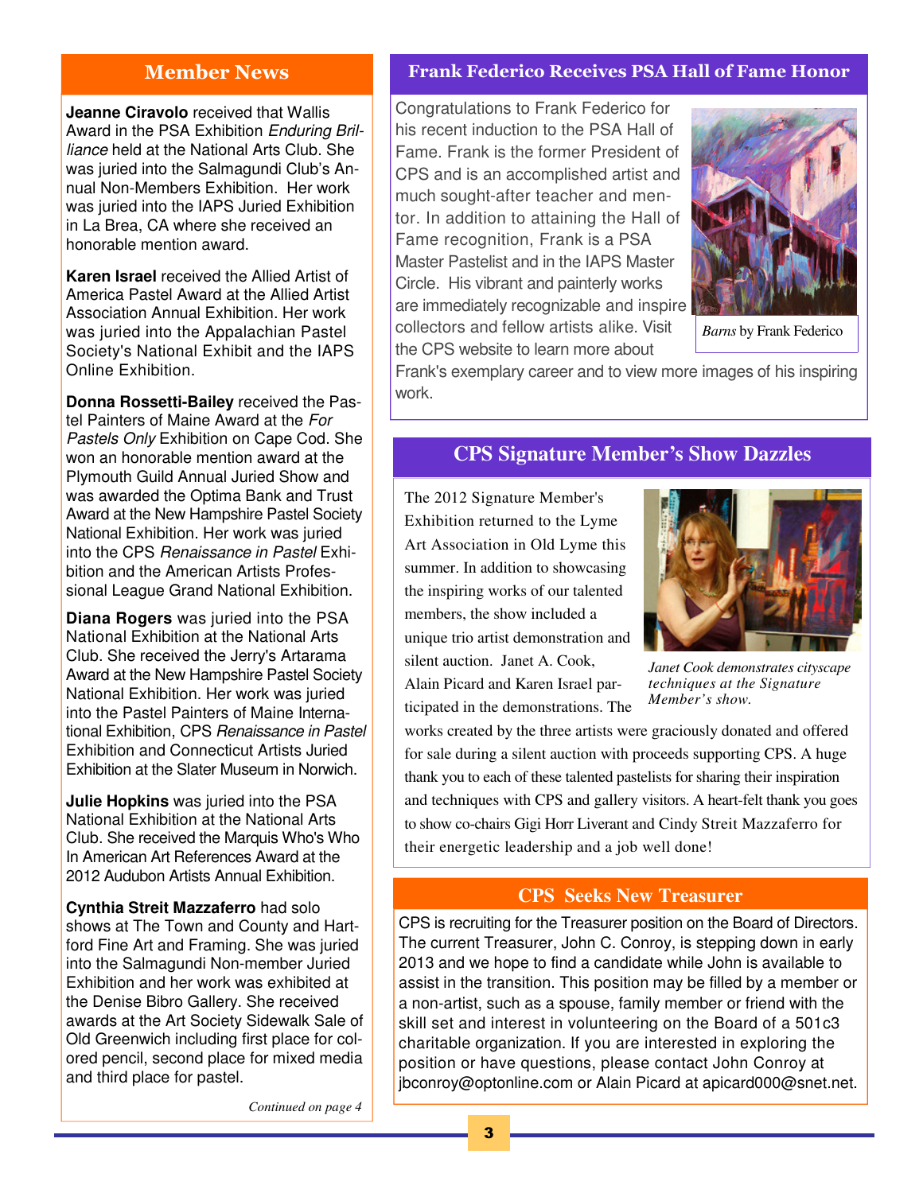## Member News

**Jeanne Ciravolo** received that Wallis Award in the PSA Exhibition *Enduring Brilliance* held at the National Arts Club. She was juried into the Salmagundi Club's Annual Non-Members Exhibition. Her work was juried into the IAPS Juried Exhibition in La Brea, CA where she received an honorable mention award.

**Karen Israel** received the Allied Artist of America Pastel Award at the Allied Artist Association Annual Exhibition. Her work was juried into the Appalachian Pastel Society's National Exhibit and the IAPS Online Exhibition.

**Donna Rossetti-Bailey** received the Pastel Painters of Maine Award at the *For Pastels Only* Exhibition on Cape Cod. She won an honorable mention award at the Plymouth Guild Annual Juried Show and was awarded the Optima Bank and Trust Award at the New Hampshire Pastel Society National Exhibition. Her work was juried into the CPS *Renaissance in Pastel* Exhibition and the American Artists Professional League Grand National Exhibition.

**Diana Rogers** was juried into the PSA National Exhibition at the National Arts Club. She received the Jerry's Artarama Award at the New Hampshire Pastel Society National Exhibition. Her work was juried into the Pastel Painters of Maine International Exhibition, CPS *Renaissance in Pastel* Exhibition and Connecticut Artists Juried Exhibition at the Slater Museum in Norwich.

**Julie Hopkins** was juried into the PSA National Exhibition at the National Arts Club. She received the Marquis Who's Who In American Art References Award at the 2012 Audubon Artists Annual Exhibition.

**Cynthia Streit Mazzaferro** had solo shows at The Town and County and Hartford Fine Art and Framing. She was juried into the Salmagundi Non-member Juried Exhibition and her work was exhibited at the Denise Bibro Gallery. She received awards at the Art Society Sidewalk Sale of Old Greenwich including first place for colored pencil, second place for mixed media and third place for pastel.

*Continued on page 4*

## Frank Federico Receives PSA Hall of Fame Honor

Congratulations to Frank Federico for his recent induction to the PSA Hall of Fame. Frank is the former President of CPS and is an accomplished artist and much sought-after teacher and mentor. In addition to attaining the Hall of Fame recognition, Frank is a PSA Master Pastelist and in the IAPS Master Circle. His vibrant and painterly works are immediately recognizable and inspire collectors and fellow artists alike. Visit the CPS website to learn more about Frank's exemplary career and to view more images of his inspiring work.

*Barns* by Frank Federico

## CPS Signature Member's Show Dazzles

The 2012 Signature Member's Exhibition returned to the Lyme Art Association in Old Lyme this summer. In addition to showcasing the inspiring works of our talented members, the show included a unique trio artist demonstration and silent auction. Janet A. Cook, Alain Picard and Karen Israel participated in the demonstrations. The works created by the three artists were graciously donated and offered for sale during a silent auction with proceeds supporting CPS. A huge thank you to each of these talented pastelists for sharing their inspiration and techniques with CPS and gallery visitors. A heart-felt thank you goes to show co-chairs Gigi Horr Liverant and Cindy Streit Mazzaferro for their energetic leadership and a job well done!

*Janet Cook demonstrates cityscape techniques at the Signature Member's show.*

## CPS Seeks New Treasurer

CPS is recruiting for the Treasurer position on the Board of Directors. The current Treasurer, John C. Conroy, is stepping down in early 2013 and we hope to find a candidate while John is available to assist in the transition. This position may be filled by a member or a non-artist, such as a spouse, family member or friend with the skill set and interest in volunteering on the Board of a 501c3 charitable organization. If you are interested in exploring the position or have questions, please contact John Conroy at jbconroy@optonline.com or Alain Picard at apicard000@snet.net.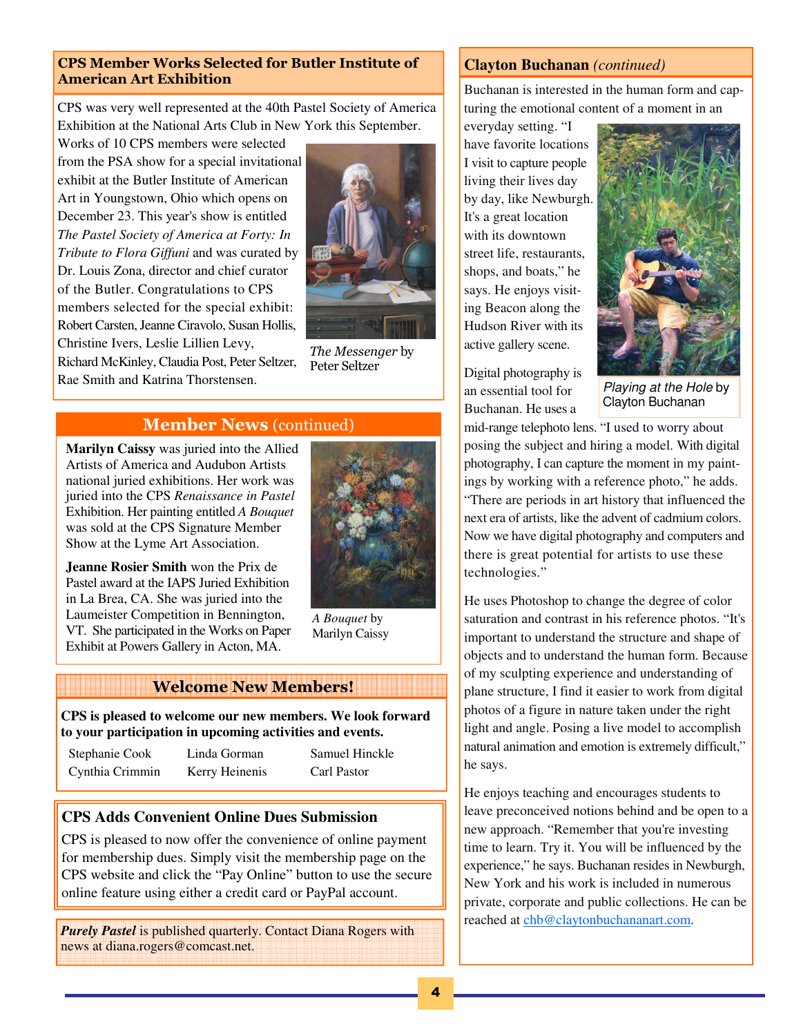## CPS Member Works Selected for Butler Institute of American Art Exhibition

CPS was very well represented at the 40th Pastel Society of America Exhibition at the National Arts Club in New York this September. Works of 10 CPS members were selected from the PSA show for a special invitational exhibit at the Butler Institute of American Art in Youngstown, Ohio which opens on December 23. This year's show is entitled *The Pastel Society of America at Forty: In Tribute to Flora Giffuni* and was curated by Dr. Louis Zona, director and chief curator of the Butler. Congratulations to CPS members selected for the special exhibit: Robert Carsten, Jeanne Ciravolo, Susan Hollis, Christine Ivers, Leslie Lillien Levy, Richard McKinley, Claudia Post, Peter Seltzer, Rae Smith and Katrina Thorstensen.

*The Messenger* by Peter Seltzer

## Member News (continued)

**Marilyn Caissy** was juried into the Allied Artists of America and Audubon Artists national juried exhibitions. Her work was juried into the CPS *Renaissance in Pastel* Exhibition. Her painting entitled *A Bouquet* was sold at the CPS Signature Member Show at the Lyme Art Association.

**Jeanne Rosier Smith** won the Prix de Pastel award at the IAPS Juried Exhibition in La Brea, CA. She was juried into the Laumeister Competition in Bennington, VT. She participated in the Works on Paper Exhibit at Powers Gallery in Acton, MA.

*A Bouquet* by Marilyn Caissy

## Welcome New Members!

**CPS is pleased to welcome our new members. We look forward to your participation in upcoming activities and events.**

| | | |
|---|---|---|
| Stephanie Cook | Linda Gorman | Samuel Hinckle |
| Cynthia Crimmin | Kerry Heinenis | Carl Pastor |

## CPS Adds Convenient Online Dues Submission

CPS is pleased to now offer the convenience of online payment for membership dues. Simply visit the membership page on the CPS website and click the "Pay Online" button to use the secure online feature using either a credit card or PayPal account.

***Purely Pastel*** is published quarterly. Contact Diana Rogers with news at diana.rogers@comcast.net.

## Clayton Buchanan *(continued)*

Buchanan is interested in the human form and capturing the emotional content of a moment in an everyday setting. "I have favorite locations I visit to capture people living their lives day by day, like Newburgh. It's a great location with its downtown street life, restaurants, shops, and boats," he says. He enjoys visiting Beacon along the Hudson River with its active gallery scene.

*Playing at the Hole* by Clayton Buchanan

Digital photography is an essential tool for Buchanan. He uses a mid-range telephoto lens. "I used to worry about posing the subject and hiring a model. With digital photography, I can capture the moment in my paintings by working with a reference photo," he adds. "There are periods in art history that influenced the next era of artists, like the advent of cadmium colors. Now we have digital photography and computers and there is great potential for artists to use these technologies."

He uses Photoshop to change the degree of color saturation and contrast in his reference photos. "It's important to understand the structure and shape of objects and to understand the human form. Because of my sculpting experience and understanding of plane structure, I find it easier to work from digital photos of a figure in nature taken under the right light and angle. Posing a live model to accomplish natural animation and emotion is extremely difficult," he says.

He enjoys teaching and encourages students to leave preconceived notions behind and be open to a new approach. "Remember that you're investing time to learn. Try it. You will be influenced by the experience," he says. Buchanan resides in Newburgh, New York and his work is included in numerous private, corporate and public collections. He can be reached at chb@claytonbuchananart.com.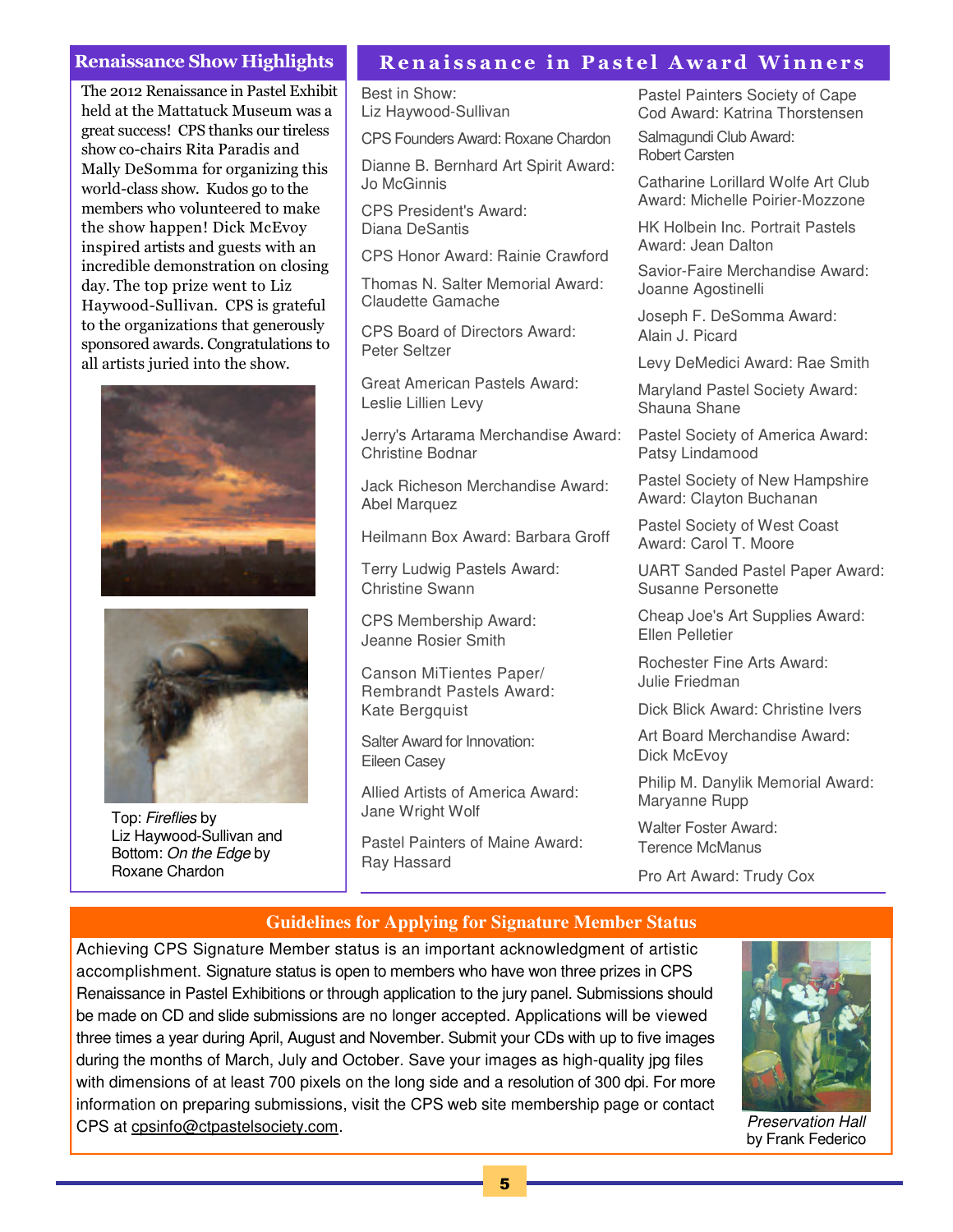## Renaissance Show Highlights

The 2012 Renaissance in Pastel Exhibit held at the Mattatuck Museum was a great success! CPS thanks our tireless show co-chairs Rita Paradis and Mally DeSomma for organizing this world-class show. Kudos go to the members who volunteered to make the show happen! Dick McEvoy inspired artists and guests with an incredible demonstration on closing day. The top prize went to Liz Haywood-Sullivan. CPS is grateful to the organizations that generously sponsored awards. Congratulations to all artists juried into the show.

Top: *Fireflies* by Liz Haywood-Sullivan and Bottom: *On the Edge* by Roxane Chardon

## Renaissance in Pastel Award Winners

Best in Show: Liz Haywood-Sullivan

CPS Founders Award: Roxane Chardon

Dianne B. Bernhard Art Spirit Award: Jo McGinnis

CPS President's Award: Diana DeSantis

CPS Honor Award: Rainie Crawford

Thomas N. Salter Memorial Award: Claudette Gamache

CPS Board of Directors Award: Peter Seltzer

Great American Pastels Award: Leslie Lillien Levy

Jerry's Artarama Merchandise Award: Christine Bodnar

Jack Richeson Merchandise Award: Abel Marquez

Heilmann Box Award: Barbara Groff

Terry Ludwig Pastels Award: Christine Swann

CPS Membership Award: Jeanne Rosier Smith

Canson MiTientes Paper/ Rembrandt Pastels Award: Kate Bergquist

Salter Award for Innovation: Eileen Casey

Allied Artists of America Award: Jane Wright Wolf

Pastel Painters of Maine Award: Ray Hassard

Pastel Painters Society of Cape Cod Award: Katrina Thorstensen

Salmagundi Club Award: Robert Carsten

Catharine Lorillard Wolfe Art Club Award: Michelle Poirier-Mozzone

HK Holbein Inc. Portrait Pastels Award: Jean Dalton

Savior-Faire Merchandise Award: Joanne Agostinelli

Joseph F. DeSomma Award: Alain J. Picard

Levy DeMedici Award: Rae Smith

Maryland Pastel Society Award: Shauna Shane

Pastel Society of America Award: Patsy Lindamood

Pastel Society of New Hampshire Award: Clayton Buchanan

Pastel Society of West Coast Award: Carol T. Moore

UART Sanded Pastel Paper Award: Susanne Personette

Cheap Joe's Art Supplies Award: Ellen Pelletier

Rochester Fine Arts Award: Julie Friedman

Dick Blick Award: Christine Ivers

Art Board Merchandise Award: Dick McEvoy

Philip M. Danylik Memorial Award: Maryanne Rupp

Walter Foster Award: Terence McManus

Pro Art Award: Trudy Cox

## Guidelines for Applying for Signature Member Status

Achieving CPS Signature Member status is an important acknowledgment of artistic accomplishment. Signature status is open to members who have won three prizes in CPS Renaissance in Pastel Exhibitions or through application to the jury panel. Submissions should be made on CD and slide submissions are no longer accepted. Applications will be viewed three times a year during April, August and November. Submit your CDs with up to five images during the months of March, July and October. Save your images as high-quality jpg files with dimensions of at least 700 pixels on the long side and a resolution of 300 dpi. For more information on preparing submissions, visit the CPS web site membership page or contact CPS at cpsinfo@ctpastelsociety.com.

*Preservation Hall* by Frank Federico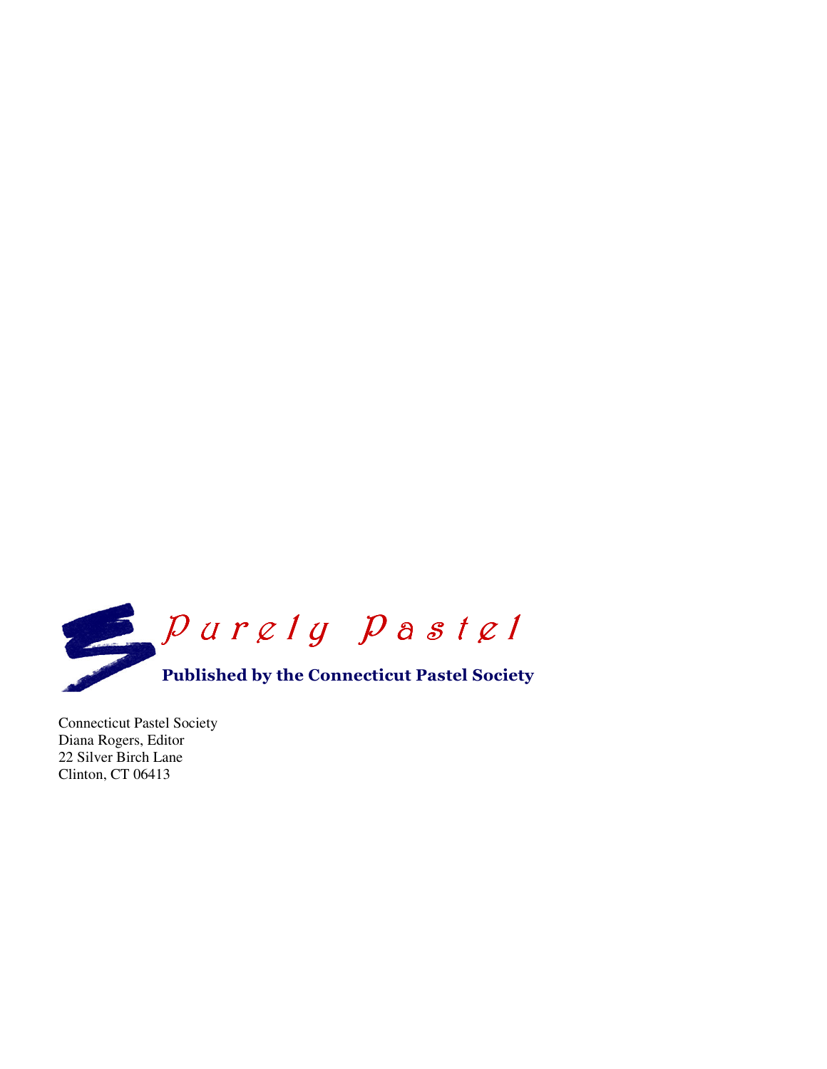Purely Pastel

**Published by the Connecticut Pastel Society**

Connecticut Pastel Society
Diana Rogers, Editor
22 Silver Birch Lane
Clinton, CT 06413